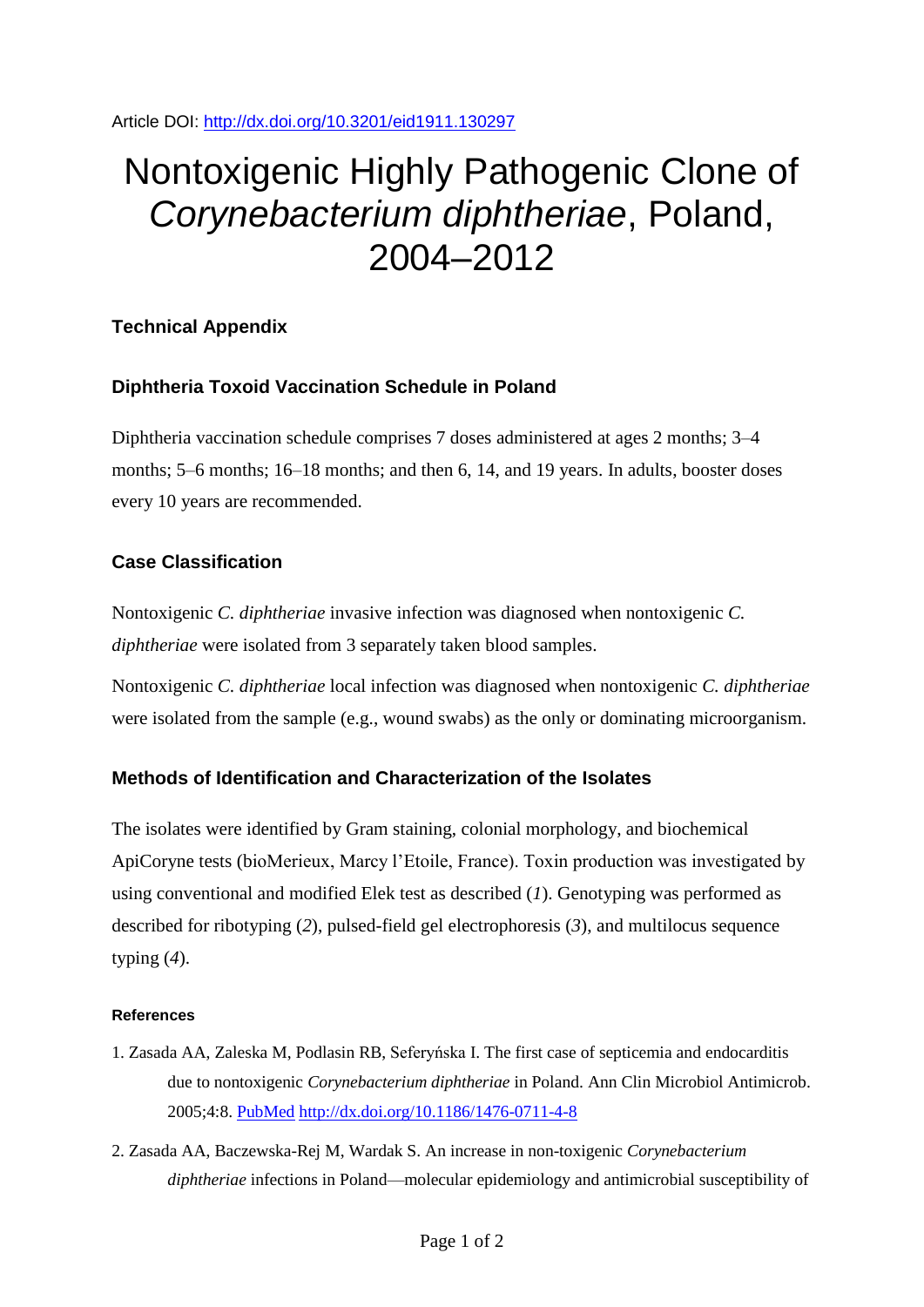Article DOI: http://dx.doi.org/10.3201/eid1911.130297

# Nontoxigenic Highly Pathogenic Clone of *Corynebacterium diphtheriae*, Poland, 2004–2012

## Technical Appendix

### Diphtheria Toxoid Vaccination Schedule in Poland

Diphtheria vaccination schedule comprises 7 doses administered at ages 2 months; 3–4 months; 5–6 months; 16–18 months; and then 6, 14, and 19 years. In adults, booster doses every 10 years are recommended.

### Case Classification

Nontoxigenic *C. diphtheriae* invasive infection was diagnosed when nontoxigenic *C. diphtheriae* were isolated from 3 separately taken blood samples.

Nontoxigenic *C. diphtheriae* local infection was diagnosed when nontoxigenic *C. diphtheriae* were isolated from the sample (e.g., wound swabs) as the only or dominating microorganism.

### Methods of Identification and Characterization of the Isolates

The isolates were identified by Gram staining, colonial morphology, and biochemical ApiCoryne tests (bioMerieux, Marcy l'Etoile, France). Toxin production was investigated by using conventional and modified Elek test as described (*1*). Genotyping was performed as described for ribotyping (*2*), pulsed-field gel electrophoresis (*3*), and multilocus sequence typing (*4*).

#### References

1. Zasada AA, Zaleska M, Podlasin RB, Seferyńska I. The first case of septicemia and endocarditis due to nontoxigenic *Corynebacterium diphtheriae* in Poland. Ann Clin Microbiol Antimicrob. 2005;4:8. PubMed http://dx.doi.org/10.1186/1476-0711-4-8
2. Zasada AA, Baczewska-Rej M, Wardak S. An increase in non-toxigenic *Corynebacterium diphtheriae* infections in Poland—molecular epidemiology and antimicrobial susceptibility of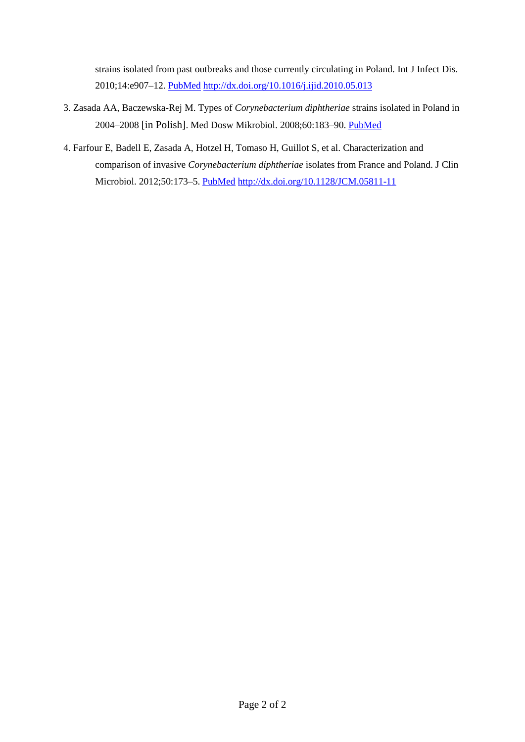strains isolated from past outbreaks and those currently circulating in Poland. Int J Infect Dis. 2010;14:e907–12. PubMed http://dx.doi.org/10.1016/j.ijid.2010.05.013

3. Zasada AA, Baczewska-Rej M. Types of *Corynebacterium diphtheriae* strains isolated in Poland in 2004–2008 [in Polish]. Med Dosw Mikrobiol. 2008;60:183–90. PubMed

4. Farfour E, Badell E, Zasada A, Hotzel H, Tomaso H, Guillot S, et al. Characterization and comparison of invasive *Corynebacterium diphtheriae* isolates from France and Poland. J Clin Microbiol. 2012;50:173–5. PubMed http://dx.doi.org/10.1128/JCM.05811-11